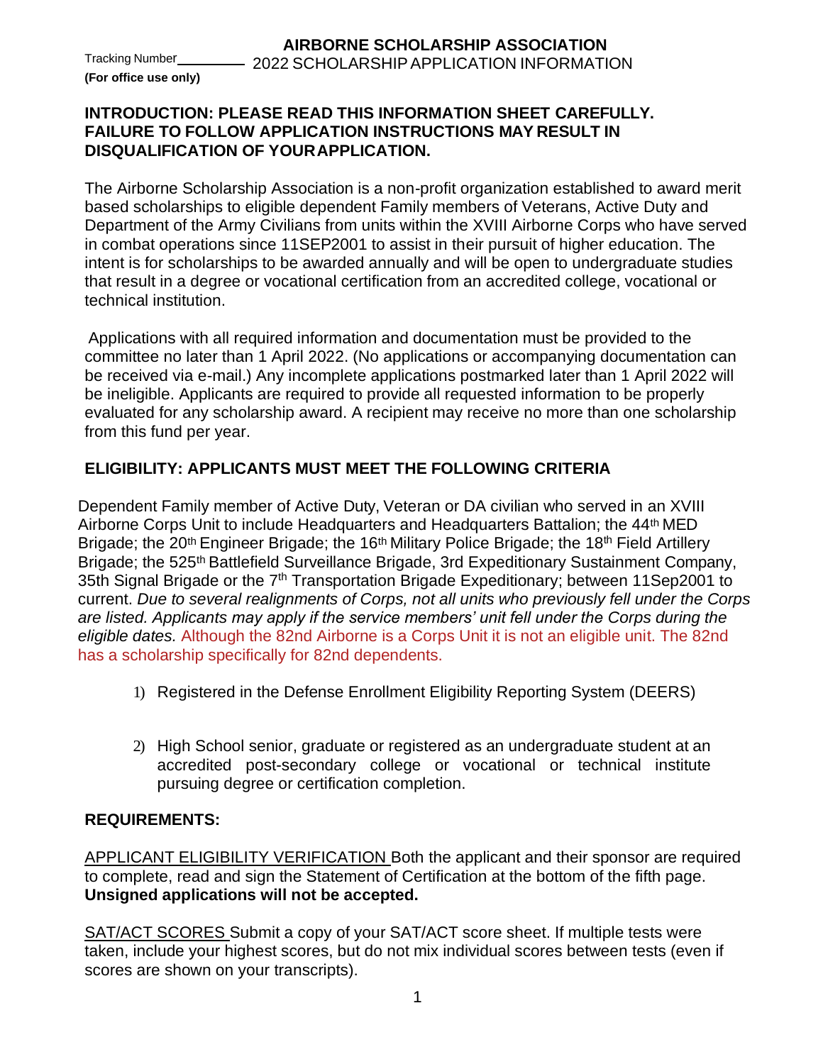Tracking Number\_\_\_\_\_\_\_\_\_
**(For office use only)**

# AIRBORNE SCHOLARSHIP ASSOCIATION

2022 SCHOLARSHIP APPLICATION INFORMATION

**INTRODUCTION: PLEASE READ THIS INFORMATION SHEET CAREFULLY. FAILURE TO FOLLOW APPLICATION INSTRUCTIONS MAY RESULT IN DISQUALIFICATION OF YOUR APPLICATION.**

The Airborne Scholarship Association is a non-profit organization established to award merit based scholarships to eligible dependent Family members of Veterans, Active Duty and Department of the Army Civilians from units within the XVIII Airborne Corps who have served in combat operations since 11SEP2001 to assist in their pursuit of higher education. The intent is for scholarships to be awarded annually and will be open to undergraduate studies that result in a degree or vocational certification from an accredited college, vocational or technical institution.

Applications with all required information and documentation must be provided to the committee no later than 1 April 2022. (No applications or accompanying documentation can be received via e-mail.) Any incomplete applications postmarked later than 1 April 2022 will be ineligible. Applicants are required to provide all requested information to be properly evaluated for any scholarship award. A recipient may receive no more than one scholarship from this fund per year.

## ELIGIBILITY: APPLICANTS MUST MEET THE FOLLOWING CRITERIA

Dependent Family member of Active Duty, Veteran or DA civilian who served in an XVIII Airborne Corps Unit to include Headquarters and Headquarters Battalion; the 44th MED Brigade; the 20th Engineer Brigade; the 16th Military Police Brigade; the 18th Field Artillery Brigade; the 525th Battlefield Surveillance Brigade, 3rd Expeditionary Sustainment Company, 35th Signal Brigade or the 7th Transportation Brigade Expeditionary; between 11Sep2001 to current. *Due to several realignments of Corps, not all units who previously fell under the Corps are listed. Applicants may apply if the service members' unit fell under the Corps during the eligible dates.* Although the 82nd Airborne is a Corps Unit it is not an eligible unit. The 82nd has a scholarship specifically for 82nd dependents.

1) Registered in the Defense Enrollment Eligibility Reporting System (DEERS)

2) High School senior, graduate or registered as an undergraduate student at an accredited post-secondary college or vocational or technical institute pursuing degree or certification completion.

## REQUIREMENTS:

APPLICANT ELIGIBILITY VERIFICATION Both the applicant and their sponsor are required to complete, read and sign the Statement of Certification at the bottom of the fifth page. **Unsigned applications will not be accepted.**

SAT/ACT SCORES Submit a copy of your SAT/ACT score sheet. If multiple tests were taken, include your highest scores, but do not mix individual scores between tests (even if scores are shown on your transcripts).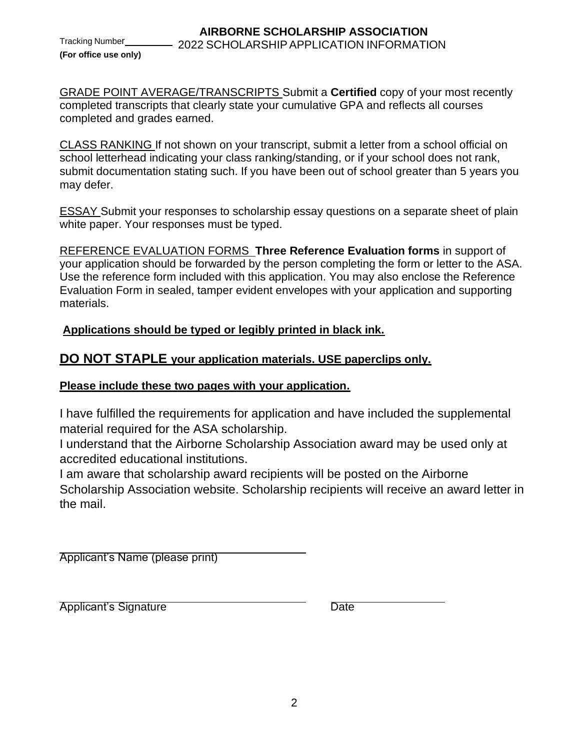Tracking Number________
**(For office use only)**

**AIRBORNE SCHOLARSHIP ASSOCIATION**
2022 SCHOLARSHIP APPLICATION INFORMATION

GRADE POINT AVERAGE/TRANSCRIPTS Submit a **Certified** copy of your most recently completed transcripts that clearly state your cumulative GPA and reflects all courses completed and grades earned.

CLASS RANKING If not shown on your transcript, submit a letter from a school official on school letterhead indicating your class ranking/standing, or if your school does not rank, submit documentation stating such. If you have been out of school greater than 5 years you may defer.

ESSAY Submit your responses to scholarship essay questions on a separate sheet of plain white paper. Your responses must be typed.

REFERENCE EVALUATION FORMS **Three Reference Evaluation forms** in support of your application should be forwarded by the person completing the form or letter to the ASA. Use the reference form included with this application. You may also enclose the Reference Evaluation Form in sealed, tamper evident envelopes with your application and supporting materials.

**Applications should be typed or legibly printed in black ink.**

**DO NOT STAPLE your application materials. USE paperclips only.**

**Please include these two pages with your application.**

I have fulfilled the requirements for application and have included the supplemental material required for the ASA scholarship.
I understand that the Airborne Scholarship Association award may be used only at accredited educational institutions.
I am aware that scholarship award recipients will be posted on the Airborne Scholarship Association website. Scholarship recipients will receive an award letter in the mail.

______________________________
Applicant's Name (please print)

______________________________ ______________
Applicant's Signature Date